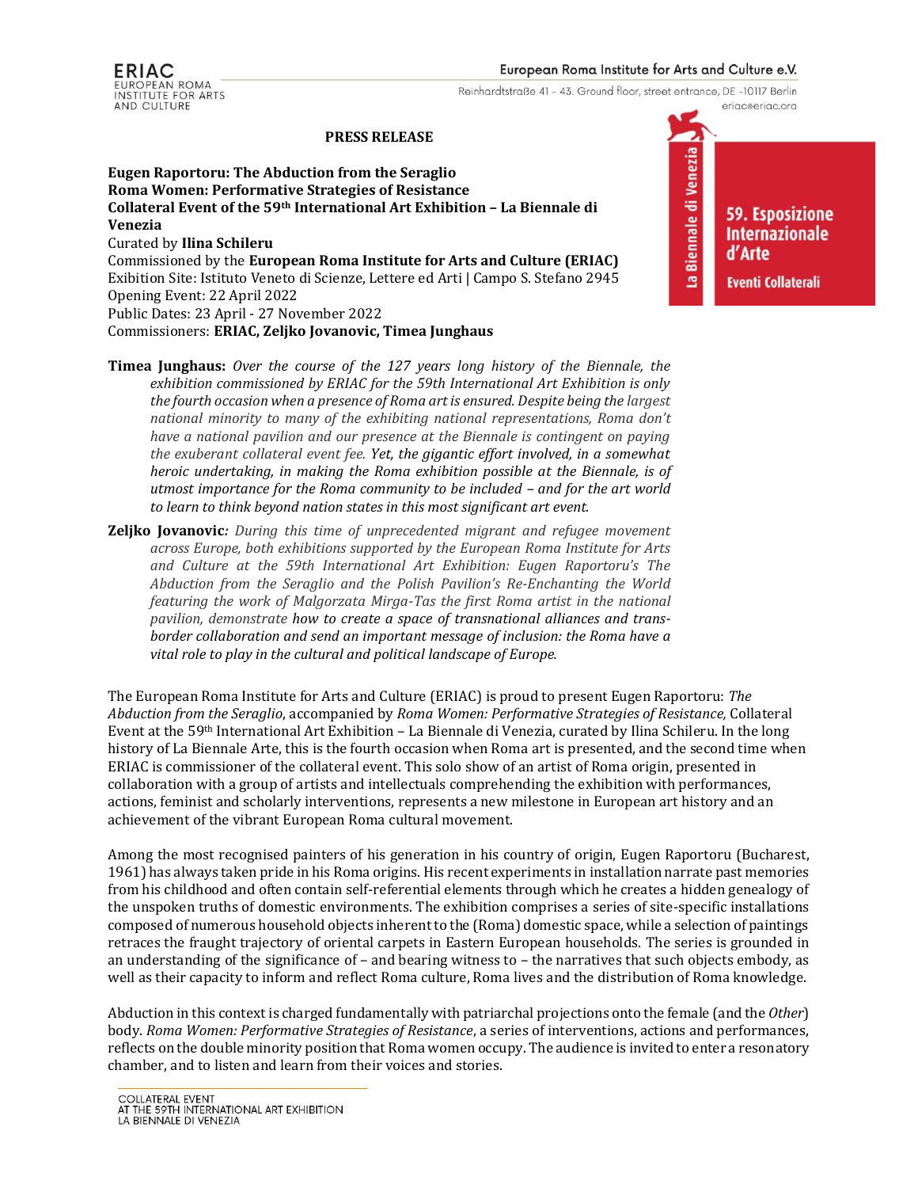**PRESS RELEASE**

**Eugen Raportoru: The Abduction from the Seraglio**
**Roma Women: Performative Strategies of Resistance**
**Collateral Event of the 59th International Art Exhibition – La Biennale di Venezia**
Curated by **Ilina Schileru**
Commissioned by the **European Roma Institute for Arts and Culture (ERIAC)**
Exibition Site: Istituto Veneto di Scienze, Lettere ed Arti | Campo S. Stefano 2945
Opening Event: 22 April 2022
Public Dates: 23 April - 27 November 2022
Commissioners: **ERIAC, Zeljko Jovanovic, Timea Junghaus**

59. Esposizione Internazionale d'Arte
Eventi Collaterali

**Timea Junghaus:** *Over the course of the 127 years long history of the Biennale, the exhibition commissioned by ERIAC for the 59th International Art Exhibition is only the fourth occasion when a presence of Roma art is ensured. Despite being the largest national minority to many of the exhibiting national representations, Roma don't have a national pavilion and our presence at the Biennale is contingent on paying the exuberant collateral event fee. Yet, the gigantic effort involved, in a somewhat heroic undertaking, in making the Roma exhibition possible at the Biennale, is of utmost importance for the Roma community to be included – and for the art world to learn to think beyond nation states in this most significant art event.*

**Zeljko Jovanovic***: During this time of unprecedented migrant and refugee movement across Europe, both exhibitions supported by the European Roma Institute for Arts and Culture at the 59th International Art Exhibition: Eugen Raportoru's The Abduction from the Seraglio and the Polish Pavilion's Re-Enchanting the World featuring the work of Malgorzata Mirga-Tas the first Roma artist in the national pavilion, demonstrate how to create a space of transnational alliances and trans-border collaboration and send an important message of inclusion: the Roma have a vital role to play in the cultural and political landscape of Europe.*

The European Roma Institute for Arts and Culture (ERIAC) is proud to present Eugen Raportoru: *The Abduction from the Seraglio*, accompanied by *Roma Women: Performative Strategies of Resistance,* Collateral Event at the 59th International Art Exhibition – La Biennale di Venezia, curated by Ilina Schileru. In the long history of La Biennale Arte, this is the fourth occasion when Roma art is presented, and the second time when ERIAC is commissioner of the collateral event. This solo show of an artist of Roma origin, presented in collaboration with a group of artists and intellectuals comprehending the exhibition with performances, actions, feminist and scholarly interventions, represents a new milestone in European art history and an achievement of the vibrant European Roma cultural movement.

Among the most recognised painters of his generation in his country of origin, Eugen Raportoru (Bucharest, 1961) has always taken pride in his Roma origins. His recent experiments in installation narrate past memories from his childhood and often contain self-referential elements through which he creates a hidden genealogy of the unspoken truths of domestic environments. The exhibition comprises a series of site-specific installations composed of numerous household objects inherent to the (Roma) domestic space, while a selection of paintings retraces the fraught trajectory of oriental carpets in Eastern European households. The series is grounded in an understanding of the significance of – and bearing witness to – the narratives that such objects embody, as well as their capacity to inform and reflect Roma culture, Roma lives and the distribution of Roma knowledge.

Abduction in this context is charged fundamentally with patriarchal projections onto the female (and the *Other*) body. *Roma Women: Performative Strategies of Resistance*, a series of interventions, actions and performances, reflects on the double minority position that Roma women occupy. The audience is invited to enter a resonatory chamber, and to listen and learn from their voices and stories.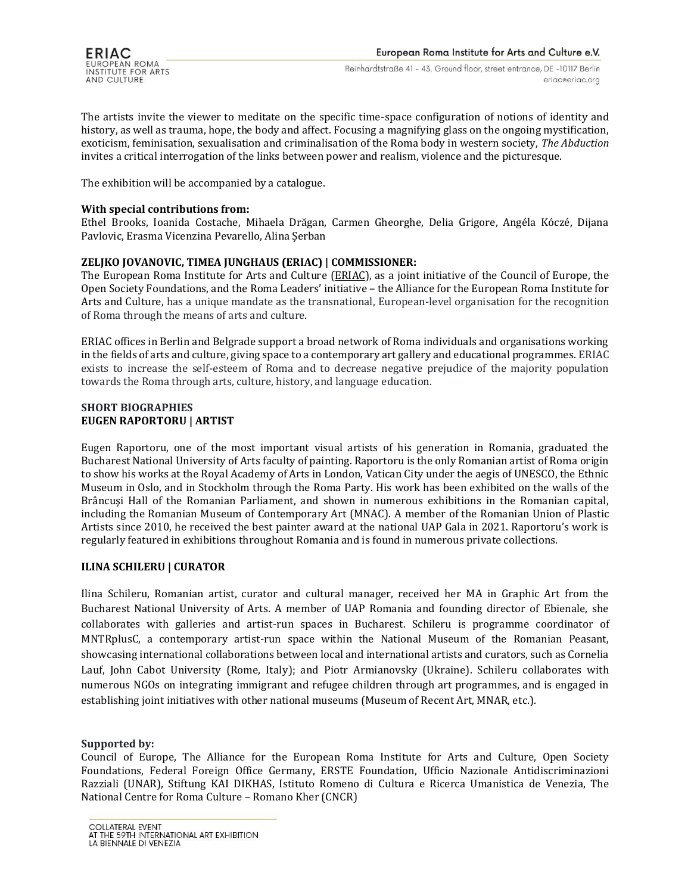The artists invite the viewer to meditate on the specific time-space configuration of notions of identity and history, as well as trauma, hope, the body and affect. Focusing a magnifying glass on the ongoing mystification, exoticism, feminisation, sexualisation and criminalisation of the Roma body in western society, *The Abduction* invites a critical interrogation of the links between power and realism, violence and the picturesque.

The exhibition will be accompanied by a catalogue.

**With special contributions from:**
Ethel Brooks, Ioanida Costache, Mihaela Drăgan, Carmen Gheorghe, Delia Grigore, Angéla Kóczé, Dijana Pavlovic, Erasma Vicenzina Pevarello, Alina Șerban

**ZELJKO JOVANOVIC, TIMEA JUNGHAUS (ERIAC) | COMMISSIONER:**
The European Roma Institute for Arts and Culture (ERIAC), as a joint initiative of the Council of Europe, the Open Society Foundations, and the Roma Leaders' initiative – the Alliance for the European Roma Institute for Arts and Culture, has a unique mandate as the transnational, European-level organisation for the recognition of Roma through the means of arts and culture.

ERIAC offices in Berlin and Belgrade support a broad network of Roma individuals and organisations working in the fields of arts and culture, giving space to a contemporary art gallery and educational programmes. ERIAC exists to increase the self-esteem of Roma and to decrease negative prejudice of the majority population towards the Roma through arts, culture, history, and language education.

**SHORT BIOGRAPHIES**
**EUGEN RAPORTORU | ARTIST**

Eugen Raportoru, one of the most important visual artists of his generation in Romania, graduated the Bucharest National University of Arts faculty of painting. Raportoru is the only Romanian artist of Roma origin to show his works at the Royal Academy of Arts in London, Vatican City under the aegis of UNESCO, the Ethnic Museum in Oslo, and in Stockholm through the Roma Party. His work has been exhibited on the walls of the Brâncuși Hall of the Romanian Parliament, and shown in numerous exhibitions in the Romanian capital, including the Romanian Museum of Contemporary Art (MNAC). A member of the Romanian Union of Plastic Artists since 2010, he received the best painter award at the national UAP Gala in 2021. Raportoru's work is regularly featured in exhibitions throughout Romania and is found in numerous private collections.

**ILINA SCHILERU | CURATOR**

Ilina Schileru, Romanian artist, curator and cultural manager, received her MA in Graphic Art from the Bucharest National University of Arts. A member of UAP Romania and founding director of Ebienale, she collaborates with galleries and artist-run spaces in Bucharest. Schileru is programme coordinator of MNTRplusC, a contemporary artist-run space within the National Museum of the Romanian Peasant, showcasing international collaborations between local and international artists and curators, such as Cornelia Lauf, John Cabot University (Rome, Italy); and Piotr Armianovsky (Ukraine). Schileru collaborates with numerous NGOs on integrating immigrant and refugee children through art programmes, and is engaged in establishing joint initiatives with other national museums (Museum of Recent Art, MNAR, etc.).

**Supported by:**
Council of Europe, The Alliance for the European Roma Institute for Arts and Culture, Open Society Foundations, Federal Foreign Office Germany, ERSTE Foundation, Ufficio Nazionale Antidiscriminazioni Razziali (UNAR), Stiftung KAI DIKHAS, Istituto Romeno di Cultura e Ricerca Umanistica de Venezia, The National Centre for Roma Culture – Romano Kher (CNCR)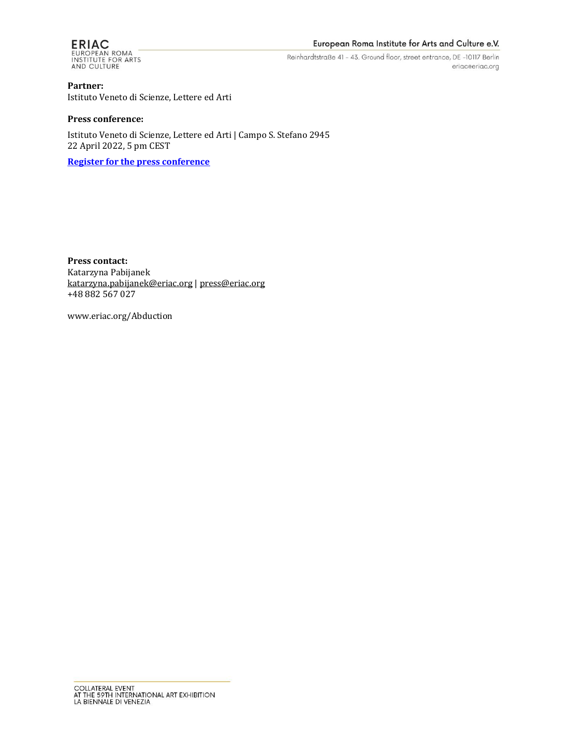**Partner:**
Istituto Veneto di Scienze, Lettere ed Arti

**Press conference:**

Istituto Veneto di Scienze, Lettere ed Arti | Campo S. Stefano 2945
22 April 2022, 5 pm CEST

**Register for the press conference**

**Press contact:**
Katarzyna Pabijanek
katarzyna.pabijanek@eriac.org | press@eriac.org
+48 882 567 027

www.eriac.org/Abduction